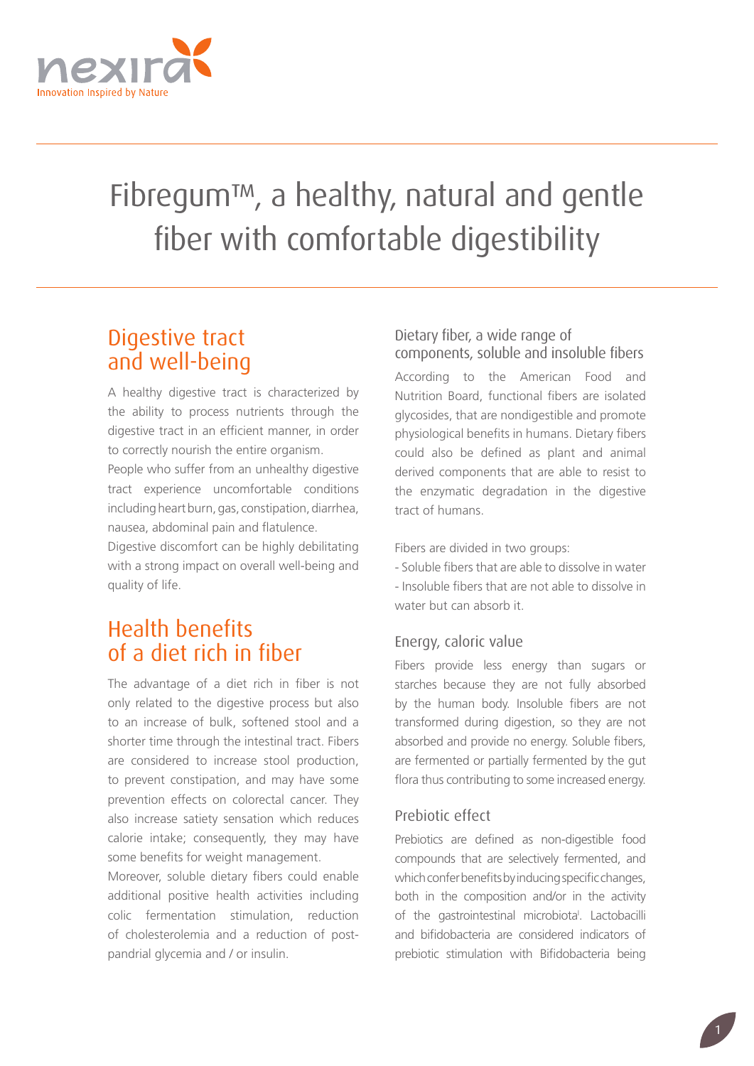nexira
Innovation Inspired by Nature

# Fibregum™, a healthy, natural and gentle fiber with comfortable digestibility

## Digestive tract and well-being

A healthy digestive tract is characterized by the ability to process nutrients through the digestive tract in an efficient manner, in order to correctly nourish the entire organism.

People who suffer from an unhealthy digestive tract experience uncomfortable conditions including heart burn, gas, constipation, diarrhea, nausea, abdominal pain and flatulence.

Digestive discomfort can be highly debilitating with a strong impact on overall well-being and quality of life.

## Health benefits of a diet rich in fiber

The advantage of a diet rich in fiber is not only related to the digestive process but also to an increase of bulk, softened stool and a shorter time through the intestinal tract. Fibers are considered to increase stool production, to prevent constipation, and may have some prevention effects on colorectal cancer. They also increase satiety sensation which reduces calorie intake; consequently, they may have some benefits for weight management.

Moreover, soluble dietary fibers could enable additional positive health activities including colic fermentation stimulation, reduction of cholesterolemia and a reduction of post-pandrial glycemia and / or insulin.

### Dietary fiber, a wide range of components, soluble and insoluble fibers

According to the American Food and Nutrition Board, functional fibers are isolated glycosides, that are nondigestible and promote physiological benefits in humans. Dietary fibers could also be defined as plant and animal derived components that are able to resist to the enzymatic degradation in the digestive tract of humans.

Fibers are divided in two groups:

- Soluble fibers that are able to dissolve in water
- Insoluble fibers that are not able to dissolve in water but can absorb it.

### Energy, caloric value

Fibers provide less energy than sugars or starches because they are not fully absorbed by the human body. Insoluble fibers are not transformed during digestion, so they are not absorbed and provide no energy. Soluble fibers, are fermented or partially fermented by the gut flora thus contributing to some increased energy.

### Prebiotic effect

Prebiotics are defined as non-digestible food compounds that are selectively fermented, and which confer benefits by inducing specific changes, both in the composition and/or in the activity of the gastrointestinal microbiota[I]. Lactobacilli and bifidobacteria are considered indicators of prebiotic stimulation with Bifidobacteria being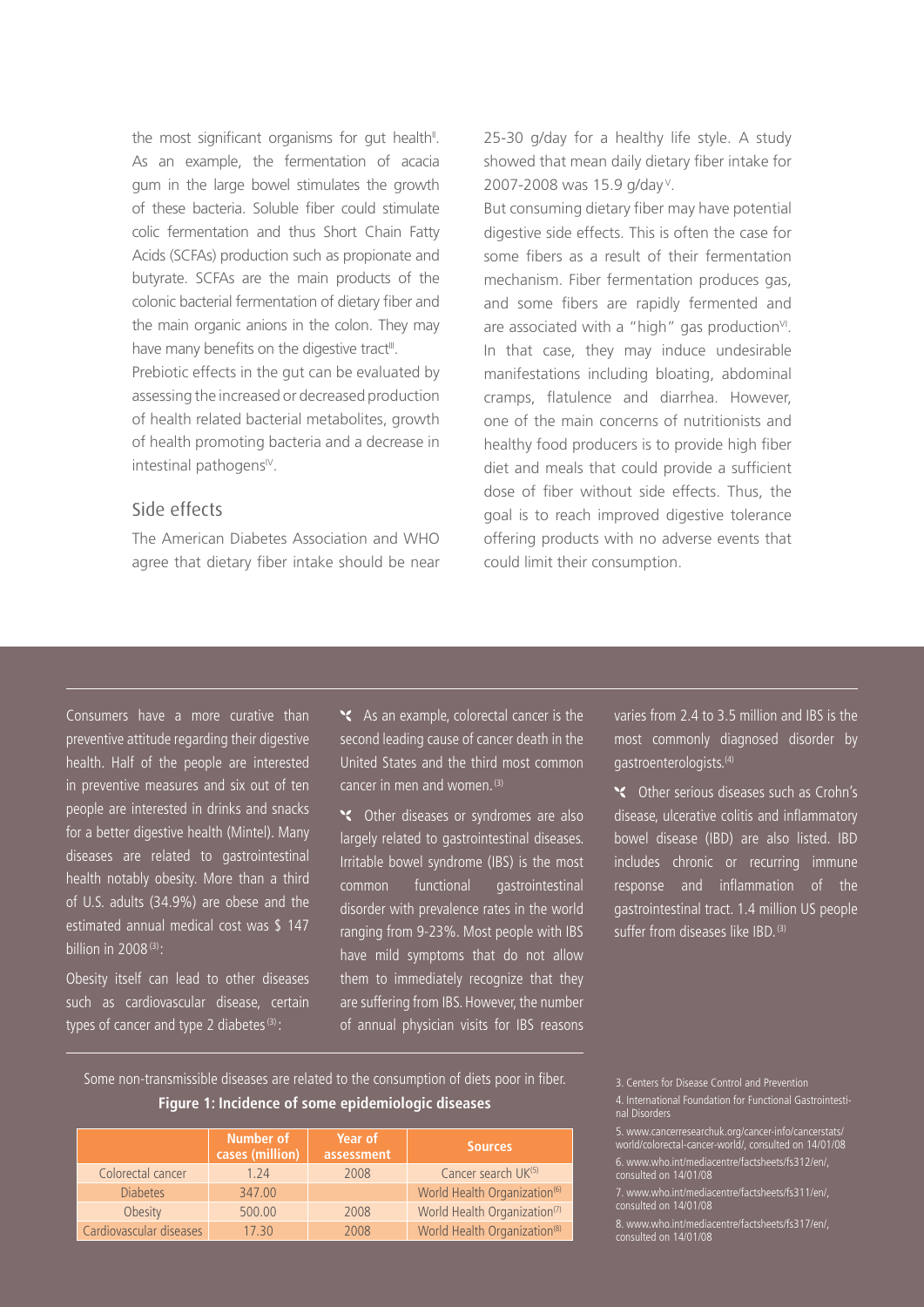the most significant organisms for gut health[II]. As an example, the fermentation of acacia gum in the large bowel stimulates the growth of these bacteria. Soluble fiber could stimulate colic fermentation and thus Short Chain Fatty Acids (SCFAs) production such as propionate and butyrate. SCFAs are the main products of the colonic bacterial fermentation of dietary fiber and the main organic anions in the colon. They may have many benefits on the digestive tract[III].

Prebiotic effects in the gut can be evaluated by assessing the increased or decreased production of health related bacterial metabolites, growth of health promoting bacteria and a decrease in intestinal pathogens[IV].

## Side effects

The American Diabetes Association and WHO agree that dietary fiber intake should be near 25-30 g/day for a healthy life style. A study showed that mean daily dietary fiber intake for 2007-2008 was 15.9 g/day[V].

But consuming dietary fiber may have potential digestive side effects. This is often the case for some fibers as a result of their fermentation mechanism. Fiber fermentation produces gas, and some fibers are rapidly fermented and are associated with a "high" gas production[VI]. In that case, they may induce undesirable manifestations including bloating, abdominal cramps, flatulence and diarrhea. However, one of the main concerns of nutritionists and healthy food producers is to provide high fiber diet and meals that could provide a sufficient dose of fiber without side effects. Thus, the goal is to reach improved digestive tolerance offering products with no adverse events that could limit their consumption.

---

Consumers have a more curative than preventive attitude regarding their digestive health. Half of the people are interested in preventive measures and six out of ten people are interested in drinks and snacks for a better digestive health (Mintel). Many diseases are related to gastrointestinal health notably obesity. More than a third of U.S. adults (34.9%) are obese and the estimated annual medical cost was $ 147 billion in 2008[(3)]:

Obesity itself can lead to other diseases such as cardiovascular disease, certain types of cancer and type 2 diabetes[(3)]:

- As an example, colorectal cancer is the second leading cause of cancer death in the United States and the third most common cancer in men and women.[(3)]
- Other diseases or syndromes are also largely related to gastrointestinal diseases. Irritable bowel syndrome (IBS) is the most common functional gastrointestinal disorder with prevalence rates in the world ranging from 9-23%. Most people with IBS have mild symptoms that do not allow them to immediately recognize that they are suffering from IBS. However, the number of annual physician visits for IBS reasons varies from 2.4 to 3.5 million and IBS is the most commonly diagnosed disorder by gastroenterologists.[(4)]
- Other serious diseases such as Crohn's disease, ulcerative colitis and inflammatory bowel disease (IBD) are also listed. IBD includes chronic or recurring immune response and inflammation of the gastrointestinal tract. 1.4 million US people suffer from diseases like IBD.[(3)]

Some non-transmissible diseases are related to the consumption of diets poor in fiber.

**Figure 1: Incidence of some epidemiologic diseases**

| | Number of cases (million) | Year of assessment | Sources |
|---|---|---|---|
| Colorectal cancer | 1.24 | 2008 | Cancer search UK[(5)] |
| Diabetes | 347.00 | | World Health Organization[(6)] |
| Obesity | 500.00 | 2008 | World Health Organization[(7)] |
| Cardiovascular diseases | 17.30 | 2008 | World Health Organization[(8)] |

3. Centers for Disease Control and Prevention
4. International Foundation for Functional Gastrointestinal Disorders
5. www.cancerresearchuk.org/cancer-info/cancerstats/world/colorectal-cancer-world/, consulted on 14/01/08
6. www.who.int/mediacentre/factsheets/fs312/en/, consulted on 14/01/08
7. www.who.int/mediacentre/factsheets/fs311/en/, consulted on 14/01/08
8. www.who.int/mediacentre/factsheets/fs317/en/, consulted on 14/01/08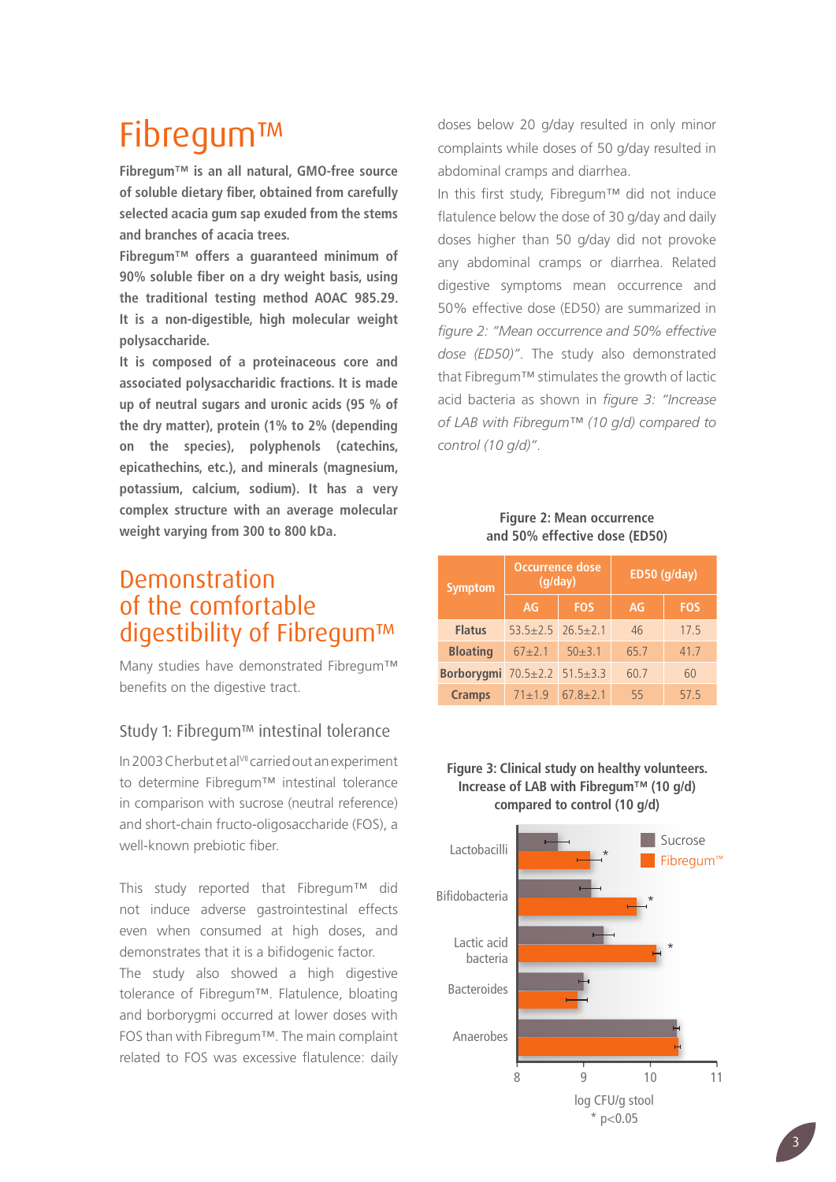# Fibregum™

**Fibregum™ is an all natural, GMO-free source of soluble dietary fiber, obtained from carefully selected acacia gum sap exuded from the stems and branches of acacia trees.**

**Fibregum™ offers a guaranteed minimum of 90% soluble fiber on a dry weight basis, using the traditional testing method AOAC 985.29. It is a non-digestible, high molecular weight polysaccharide.**

**It is composed of a proteinaceous core and associated polysaccharidic fractions. It is made up of neutral sugars and uronic acids (95 % of the dry matter), protein (1% to 2% (depending on the species), polyphenols (catechins, epicathechins, etc.), and minerals (magnesium, potassium, calcium, sodium). It has a very complex structure with an average molecular weight varying from 300 to 800 kDa.**

## Demonstration of the comfortable digestibility of Fibregum™

Many studies have demonstrated Fibregum™ benefits on the digestive tract.

### Study 1: Fibregum™ intestinal tolerance

In 2003 Cherbut et al[VII] carried out an experiment to determine Fibregum™ intestinal tolerance in comparison with sucrose (neutral reference) and short-chain fructo-oligosaccharide (FOS), a well-known prebiotic fiber.

This study reported that Fibregum™ did not induce adverse gastrointestinal effects even when consumed at high doses, and demonstrates that it is a bifidogenic factor.

The study also showed a high digestive tolerance of Fibregum™. Flatulence, bloating and borborygmi occurred at lower doses with FOS than with Fibregum™. The main complaint related to FOS was excessive flatulence: daily doses below 20 g/day resulted in only minor complaints while doses of 50 g/day resulted in abdominal cramps and diarrhea.

In this first study, Fibregum™ did not induce flatulence below the dose of 30 g/day and daily doses higher than 50 g/day did not provoke any abdominal cramps or diarrhea. Related digestive symptoms mean occurrence and 50% effective dose (ED50) are summarized in *figure 2: "Mean occurrence and 50% effective dose (ED50)"*. The study also demonstrated that Fibregum™ stimulates the growth of lactic acid bacteria as shown in *figure 3: "Increase of LAB with Fibregum™ (10 g/d) compared to control (10 g/d)"*.

**Figure 2: Mean occurrence and 50% effective dose (ED50)**

| Symptom | Occurrence dose (g/day) | | ED50 (g/day) | |
|---|---|---|---|---|
| | AG | FOS | AG | FOS |
| Flatus | 53.5±2.5 | 26.5±2.1 | 46 | 17.5 |
| Bloating | 67±2.1 | 50±3.1 | 65.7 | 41.7 |
| Borborygmi | 70.5±2.2 | 51.5±3.3 | 60.7 | 60 |
| Cramps | 71±1.9 | 67.8±2.1 | 55 | 57.5 |

**Figure 3: Clinical study on healthy volunteers. Increase of LAB with Fibregum™ (10 g/d) compared to control (10 g/d)**

| Bacteria | Sucrose (log CFU/g stool, approx.) | Fibregum™ (log CFU/g stool, approx.) |
|---|---|---|
| Lactobacilli | 8.6 | 9.1* |
| Bifidobacteria | 9.1 | 9.8* |
| Lactic acid bacteria | 9.3 | 10.1* |
| Bacteroides | 9.0 | 8.9 |
| Anaerobes | 10.4 | 10.4 |

\* p<0.05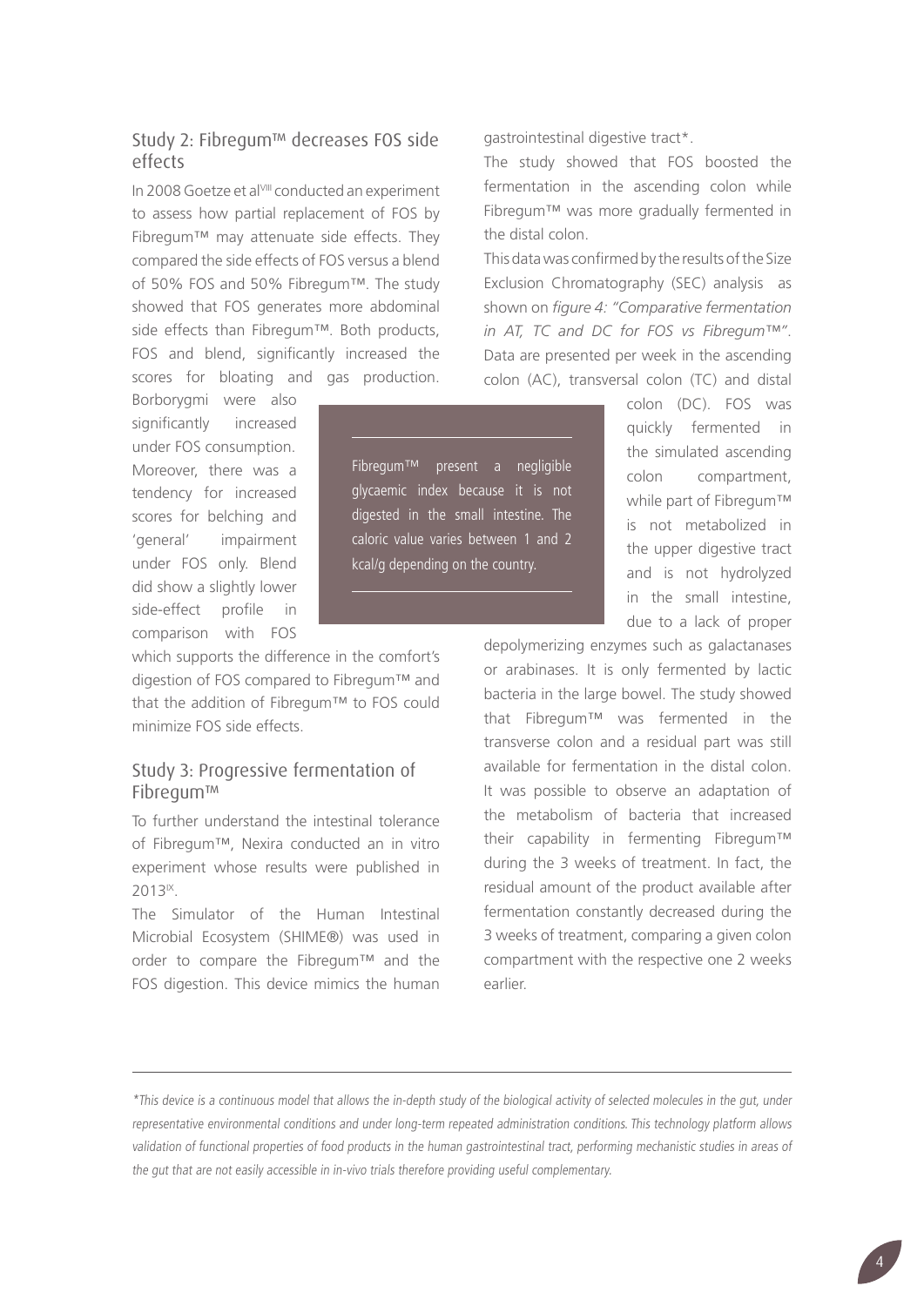## Study 2: Fibregum™ decreases FOS side effects

In 2008 Goetze et al[VIII] conducted an experiment to assess how partial replacement of FOS by Fibregum™ may attenuate side effects. They compared the side effects of FOS versus a blend of 50% FOS and 50% Fibregum™. The study showed that FOS generates more abdominal side effects than Fibregum™. Both products, FOS and blend, significantly increased the scores for bloating and gas production. Borborygmi were also significantly increased under FOS consumption. Moreover, there was a tendency for increased scores for belching and 'general' impairment under FOS only. Blend did show a slightly lower side-effect profile in comparison with FOS which supports the difference in the comfort's digestion of FOS compared to Fibregum™ and that the addition of Fibregum™ to FOS could minimize FOS side effects.

> Fibregum™ present a negligible glycaemic index because it is not digested in the small intestine. The caloric value varies between 1 and 2 kcal/g depending on the country.

## Study 3: Progressive fermentation of Fibregum™

To further understand the intestinal tolerance of Fibregum™, Nexira conducted an in vitro experiment whose results were published in 2013[IX].

The Simulator of the Human Intestinal Microbial Ecosystem (SHIME®) was used in order to compare the Fibregum™ and the FOS digestion. This device mimics the human gastrointestinal digestive tract*.

The study showed that FOS boosted the fermentation in the ascending colon while Fibregum™ was more gradually fermented in the distal colon.

This data was confirmed by the results of the Size Exclusion Chromatography (SEC) analysis as shown on *figure 4: "Comparative fermentation in AT, TC and DC for FOS vs Fibregum™"*. Data are presented per week in the ascending colon (AC), transversal colon (TC) and distal colon (DC). FOS was quickly fermented in the simulated ascending colon compartment, while part of Fibregum™ is not metabolized in the upper digestive tract and is not hydrolyzed in the small intestine, due to a lack of proper depolymerizing enzymes such as galactanases or arabinases. It is only fermented by lactic bacteria in the large bowel. The study showed that Fibregum™ was fermented in the transverse colon and a residual part was still available for fermentation in the distal colon. It was possible to observe an adaptation of the metabolism of bacteria that increased their capability in fermenting Fibregum™ during the 3 weeks of treatment. In fact, the residual amount of the product available after fermentation constantly decreased during the 3 weeks of treatment, comparing a given colon compartment with the respective one 2 weeks earlier.

---

*\*This device is a continuous model that allows the in-depth study of the biological activity of selected molecules in the gut, under representative environmental conditions and under long-term repeated administration conditions. This technology platform allows validation of functional properties of food products in the human gastrointestinal tract, performing mechanistic studies in areas of the gut that are not easily accessible in in-vivo trials therefore providing useful complementary.*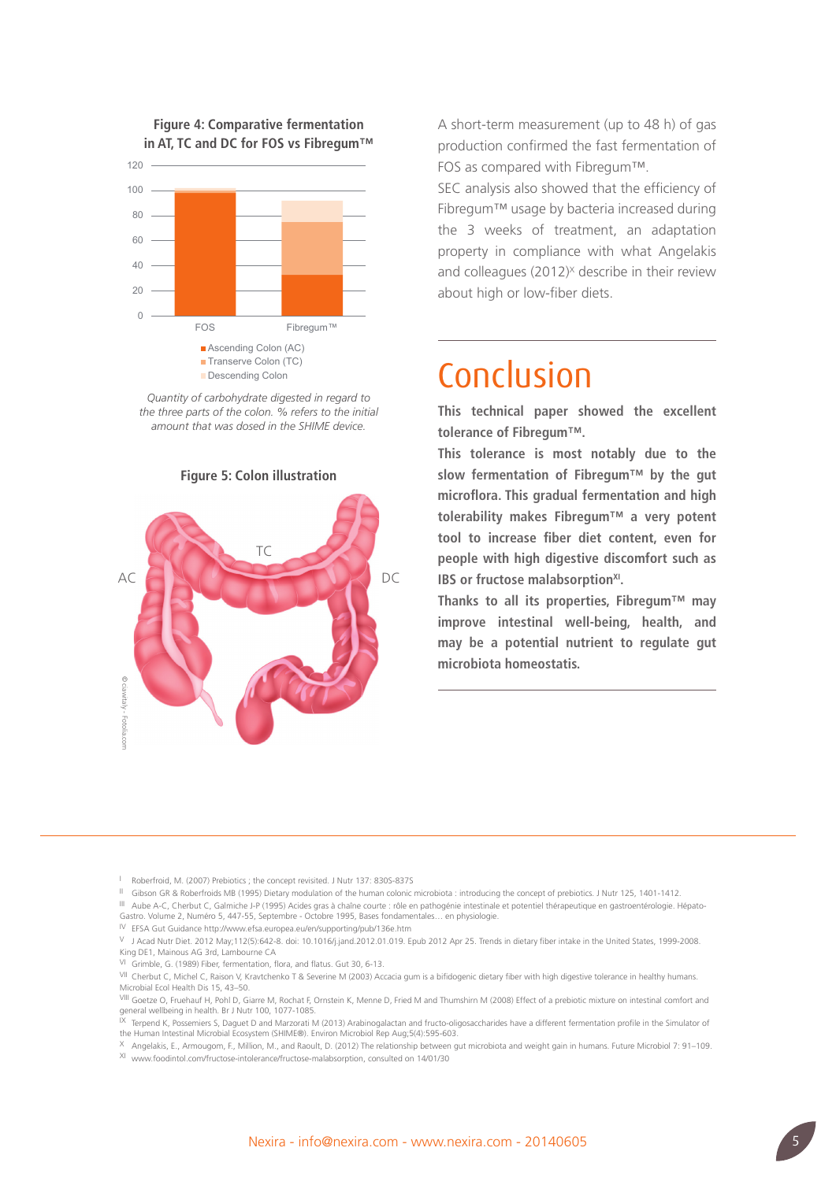**Figure 4: Comparative fermentation in AT, TC and DC for FOS vs Fibregum™**

120
100
80
60
40
20
0

FOS
Fibregum™

Ascending Colon (AC)
Transerve Colon (TC)
Descending Colon

*Quantity of carbohydrate digested in regard to the three parts of the colon. % refers to the initial amount that was dosed in the SHIME device.*

**Figure 5: Colon illustration**

TC
AC
DC

© ciawtaly - Fotolia.com

A short-term measurement (up to 48 h) of gas production confirmed the fast fermentation of FOS as compared with Fibregum™.

SEC analysis also showed that the efficiency of Fibregum™ usage by bacteria increased during the 3 weeks of treatment, an adaptation property in compliance with what Angelakis and colleagues (2012)[X] describe in their review about high or low-fiber diets.

# Conclusion

**This technical paper showed the excellent tolerance of Fibregum™.**

**This tolerance is most notably due to the slow fermentation of Fibregum™ by the gut microflora. This gradual fermentation and high tolerability makes Fibregum™ a very potent tool to increase fiber diet content, even for people with high digestive discomfort such as IBS or fructose malabsorption[XI].**

**Thanks to all its properties, Fibregum™ may improve intestinal well-being, health, and may be a potential nutrient to regulate gut microbiota homeostatis.**

---

I Roberfroid, M. (2007) Prebiotics ; the concept revisited. J Nutr 137: 830S-837S

II Gibson GR & Roberfroids MB (1995) Dietary modulation of the human colonic microbiota : introducing the concept of prebiotics. J Nutr 125, 1401-1412.

III Aube A-C, Cherbut C, Galmiche J-P (1995) Acides gras à chaîne courte : rôle en pathogénie intestinale et potentiel thérapeutique en gastroentérologie. Hépato-Gastro. Volume 2, Numéro 5, 447-55, Septembre - Octobre 1995, Bases fondamentales… en physiologie.

IV EFSA Gut Guidance http://www.efsa.europea.eu/en/supporting/pub/136e.htm

V J Acad Nutr Diet. 2012 May;112(5):642-8. doi: 10.1016/j.jand.2012.01.019. Epub 2012 Apr 25. Trends in dietary fiber intake in the United States, 1999-2008. King DE1, Mainous AG 3rd, Lambourne CA

VI Grimble, G. (1989) Fiber, fermentation, flora, and flatus. Gut 30, 6-13.

VII Cherbut C, Michel C, Raison V, Kravtchenko T & Severine M (2003) Accacia gum is a bifidogenic dietary fiber with high digestive tolerance in healthy humans. Microbial Ecol Health Dis 15, 43–50.

VIII Goetze O, Fruehauf H, Pohl D, Giarre M, Rochat F, Ornstein K, Menne D, Fried M and Thumshirn M (2008) Effect of a prebiotic mixture on intestinal comfort and general wellbeing in health. Br J Nutr 100, 1077-1085.

IX Terpend K, Possemiers S, Daguet D and Marzorati M (2013) Arabinogalactan and fructo-oligosaccharides have a different fermentation profile in the Simulator of the Human Intestinal Microbial Ecosystem (SHIME®). Environ Microbiol Rep Aug;5(4):595-603.

X Angelakis, E., Armougom, F., Million, M., and Raoult, D. (2012) The relationship between gut microbiota and weight gain in humans. Future Microbiol 7: 91–109.

XI www.foodintol.com/fructose-intolerance/fructose-malabsorption, consulted on 14/01/30

Nexira - info@nexira.com - www.nexira.com - 20140605